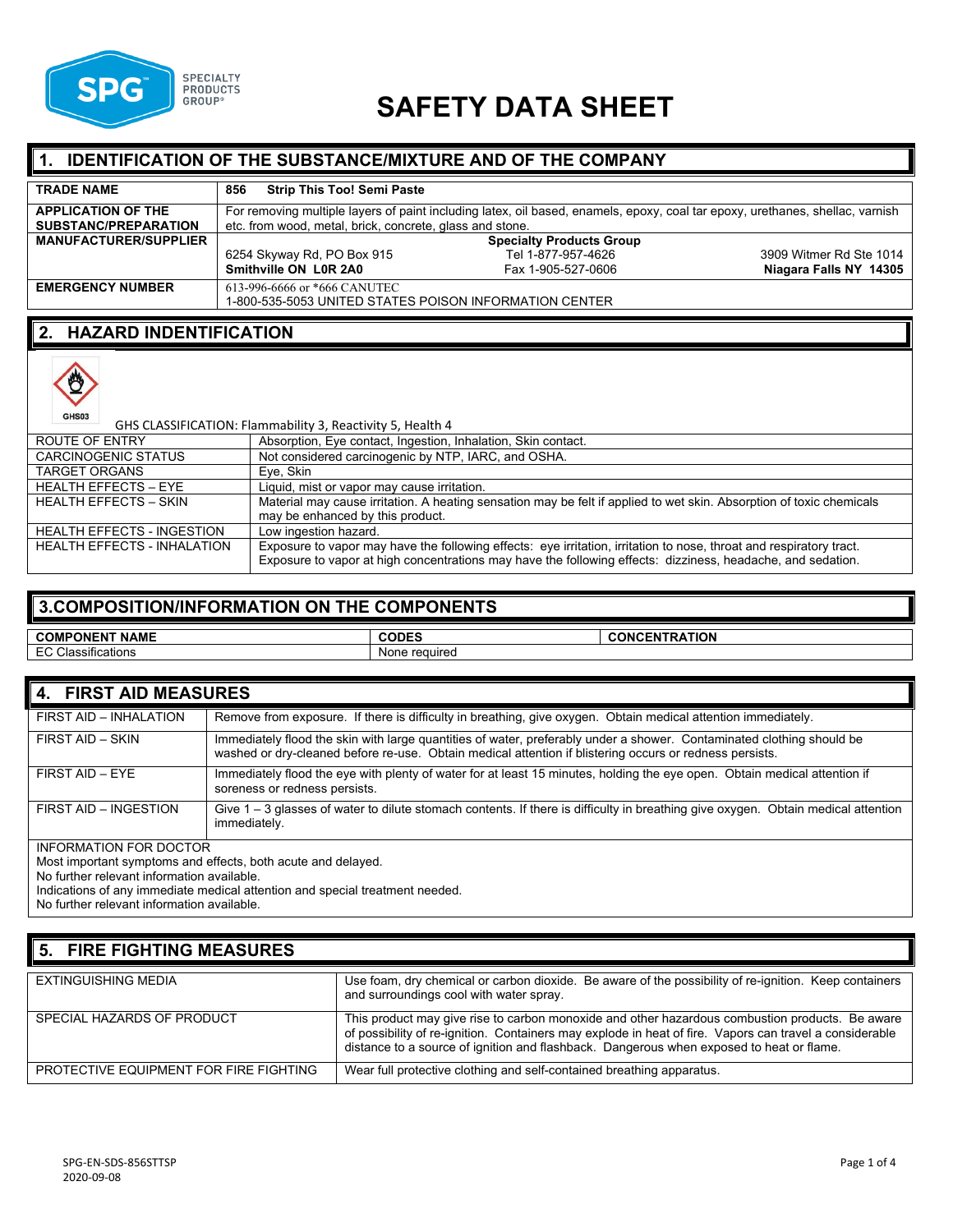# SAFETY DATA SHEET

## 1. IDENTIFICATION OF THE SUBSTANCE/MIXTURE AND OF THE COMPANY

| | |
|---|---|
| **TRADE NAME** | **856 Strip This Too! Semi Paste** |
| **APPLICATION OF THE SUBSTANC/PREPARATION** | For removing multiple layers of paint including latex, oil based, enamels, epoxy, coal tar epoxy, urethanes, shellac, varnish etc. from wood, metal, brick, concrete, glass and stone. |
| **MANUFACTURER/SUPPLIER** | **Specialty Products Group**<br>6254 Skyway Rd, PO Box 915<br>**Smithville ON L0R 2A0**<br>Tel 1-877-957-4626<br>Fax 1-905-527-0606<br>3909 Witmer Rd Ste 1014<br>**Niagara Falls NY 14305** |
| **EMERGENCY NUMBER** | 613-996-6666 or *666 CANUTEC<br>1-800-535-5053 UNITED STATES POISON INFORMATION CENTER |

## 2. HAZARD INDENTIFICATION

GHS03

GHS CLASSIFICATION: Flammability 3, Reactivity 5, Health 4

| | |
|---|---|
| ROUTE OF ENTRY | Absorption, Eye contact, Ingestion, Inhalation, Skin contact. |
| CARCINOGENIC STATUS | Not considered carcinogenic by NTP, IARC, and OSHA. |
| TARGET ORGANS | Eye, Skin |
| HEALTH EFFECTS – EYE | Liquid, mist or vapor may cause irritation. |
| HEALTH EFFECTS – SKIN | Material may cause irritation. A heating sensation may be felt if applied to wet skin. Absorption of toxic chemicals may be enhanced by this product. |
| HEALTH EFFECTS - INGESTION | Low ingestion hazard. |
| HEALTH EFFECTS - INHALATION | Exposure to vapor may have the following effects: eye irritation, irritation to nose, throat and respiratory tract. Exposure to vapor at high concentrations may have the following effects: dizziness, headache, and sedation. |

## 3.COMPOSITION/INFORMATION ON THE COMPONENTS

| COMPONENT NAME | CODES | CONCENTRATION |
|---|---|---|
| EC Classifications | None required | |

## 4. FIRST AID MEASURES

| | |
|---|---|
| FIRST AID – INHALATION | Remove from exposure. If there is difficulty in breathing, give oxygen. Obtain medical attention immediately. |
| FIRST AID – SKIN | Immediately flood the skin with large quantities of water, preferably under a shower. Contaminated clothing should be washed or dry-cleaned before re-use. Obtain medical attention if blistering occurs or redness persists. |
| FIRST AID – EYE | Immediately flood the eye with plenty of water for at least 15 minutes, holding the eye open. Obtain medical attention if soreness or redness persists. |
| FIRST AID – INGESTION | Give 1 – 3 glasses of water to dilute stomach contents. If there is difficulty in breathing give oxygen. Obtain medical attention immediately. |

INFORMATION FOR DOCTOR
Most important symptoms and effects, both acute and delayed.
No further relevant information available.
Indications of any immediate medical attention and special treatment needed.
No further relevant information available.

## 5. FIRE FIGHTING MEASURES

| | |
|---|---|
| EXTINGUISHING MEDIA | Use foam, dry chemical or carbon dioxide. Be aware of the possibility of re-ignition. Keep containers and surroundings cool with water spray. |
| SPECIAL HAZARDS OF PRODUCT | This product may give rise to carbon monoxide and other hazardous combustion products. Be aware of possibility of re-ignition. Containers may explode in heat of fire. Vapors can travel a considerable distance to a source of ignition and flashback. Dangerous when exposed to heat or flame. |
| PROTECTIVE EQUIPMENT FOR FIRE FIGHTING | Wear full protective clothing and self-contained breathing apparatus. |

SPG-EN-SDS-856STTSP
2020-09-08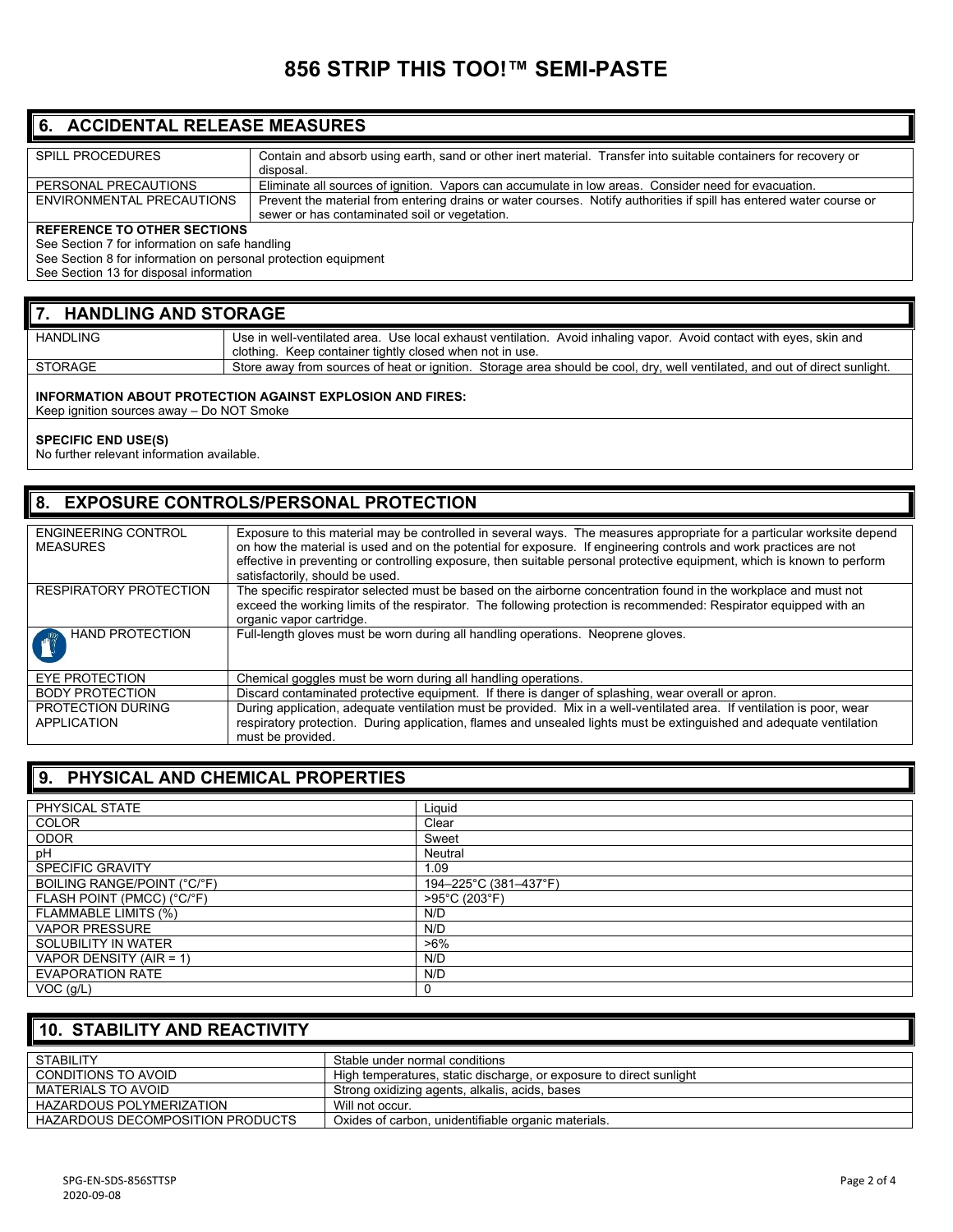# 856 STRIP THIS TOO!™ SEMI-PASTE

## 6. ACCIDENTAL RELEASE MEASURES

| | |
|---|---|
| SPILL PROCEDURES | Contain and absorb using earth, sand or other inert material. Transfer into suitable containers for recovery or disposal. |
| PERSONAL PRECAUTIONS | Eliminate all sources of ignition. Vapors can accumulate in low areas. Consider need for evacuation. |
| ENVIRONMENTAL PRECAUTIONS | Prevent the material from entering drains or water courses. Notify authorities if spill has entered water course or sewer or has contaminated soil or vegetation. |

**REFERENCE TO OTHER SECTIONS**

See Section 7 for information on safe handling
See Section 8 for information on personal protection equipment
See Section 13 for disposal information

## 7. HANDLING AND STORAGE

| | |
|---|---|
| HANDLING | Use in well-ventilated area. Use local exhaust ventilation. Avoid inhaling vapor. Avoid contact with eyes, skin and clothing. Keep container tightly closed when not in use. |
| STORAGE | Store away from sources of heat or ignition. Storage area should be cool, dry, well ventilated, and out of direct sunlight. |

**INFORMATION ABOUT PROTECTION AGAINST EXPLOSION AND FIRES:**
Keep ignition sources away – Do NOT Smoke

**SPECIFIC END USE(S)**
No further relevant information available.

## 8. EXPOSURE CONTROLS/PERSONAL PROTECTION

| | |
|---|---|
| ENGINEERING CONTROL MEASURES | Exposure to this material may be controlled in several ways. The measures appropriate for a particular worksite depend on how the material is used and on the potential for exposure. If engineering controls and work practices are not effective in preventing or controlling exposure, then suitable personal protective equipment, which is known to perform satisfactorily, should be used. |
| RESPIRATORY PROTECTION | The specific respirator selected must be based on the airborne concentration found in the workplace and must not exceed the working limits of the respirator. The following protection is recommended: Respirator equipped with an organic vapor cartridge. |
| HAND PROTECTION | Full-length gloves must be worn during all handling operations. Neoprene gloves. |
| EYE PROTECTION | Chemical goggles must be worn during all handling operations. |
| BODY PROTECTION | Discard contaminated protective equipment. If there is danger of splashing, wear overall or apron. |
| PROTECTION DURING APPLICATION | During application, adequate ventilation must be provided. Mix in a well-ventilated area. If ventilation is poor, wear respiratory protection. During application, flames and unsealed lights must be extinguished and adequate ventilation must be provided. |

## 9. PHYSICAL AND CHEMICAL PROPERTIES

| | |
|---|---|
| PHYSICAL STATE | Liquid |
| COLOR | Clear |
| ODOR | Sweet |
| pH | Neutral |
| SPECIFIC GRAVITY | 1.09 |
| BOILING RANGE/POINT (°C/°F) | 194–225°C (381–437°F) |
| FLASH POINT (PMCC) (°C/°F) | >95°C (203°F) |
| FLAMMABLE LIMITS (%) | N/D |
| VAPOR PRESSURE | N/D |
| SOLUBILITY IN WATER | >6% |
| VAPOR DENSITY (AIR = 1) | N/D |
| EVAPORATION RATE | N/D |
| VOC (g/L) | 0 |

## 10. STABILITY AND REACTIVITY

| | |
|---|---|
| STABILITY | Stable under normal conditions |
| CONDITIONS TO AVOID | High temperatures, static discharge, or exposure to direct sunlight |
| MATERIALS TO AVOID | Strong oxidizing agents, alkalis, acids, bases |
| HAZARDOUS POLYMERIZATION | Will not occur. |
| HAZARDOUS DECOMPOSITION PRODUCTS | Oxides of carbon, unidentifiable organic materials. |

SPG-EN-SDS-856STTSP
2020-09-08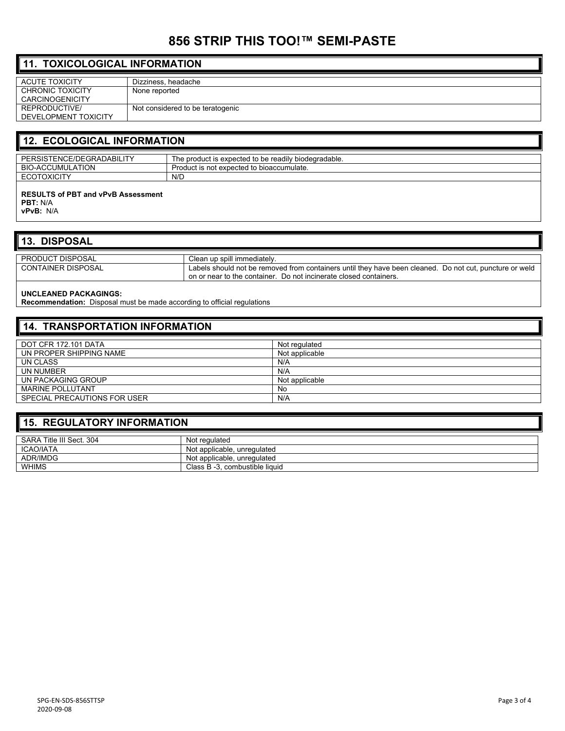# 856 STRIP THIS TOO!™ SEMI-PASTE

## 11. TOXICOLOGICAL INFORMATION

| | |
|---|---|
| ACUTE TOXICITY | Dizziness, headache |
| CHRONIC TOXICITY CARCINOGENICITY | None reported |
| REPRODUCTIVE/ DEVELOPMENT TOXICITY | Not considered to be teratogenic |

## 12. ECOLOGICAL INFORMATION

| | |
|---|---|
| PERSISTENCE/DEGRADABILITY | The product is expected to be readily biodegradable. |
| BIO-ACCUMULATION | Product is not expected to bioaccumulate. |
| ECOTOXICITY | N/D |

**RESULTS of PBT and vPvB Assessment**
**PBT:** N/A
**vPvB:** N/A

## 13. DISPOSAL

| | |
|---|---|
| PRODUCT DISPOSAL | Clean up spill immediately. |
| CONTAINER DISPOSAL | Labels should not be removed from containers until they have been cleaned. Do not cut, puncture or weld on or near to the container. Do not incinerate closed containers. |

**UNCLEANED PACKAGINGS:**
**Recommendation:** Disposal must be made according to official regulations

## 14. TRANSPORTATION INFORMATION

| | |
|---|---|
| DOT CFR 172.101 DATA | Not regulated |
| UN PROPER SHIPPING NAME | Not applicable |
| UN CLASS | N/A |
| UN NUMBER | N/A |
| UN PACKAGING GROUP | Not applicable |
| MARINE POLLUTANT | No |
| SPECIAL PRECAUTIONS FOR USER | N/A |

## 15. REGULATORY INFORMATION

| | |
|---|---|
| SARA Title III Sect. 304 | Not regulated |
| ICAO/IATA | Not applicable, unregulated |
| ADR/IMDG | Not applicable, unregulated |
| WHIMS | Class B -3, combustible liquid |

SPG-EN-SDS-856STTSP
2020-09-08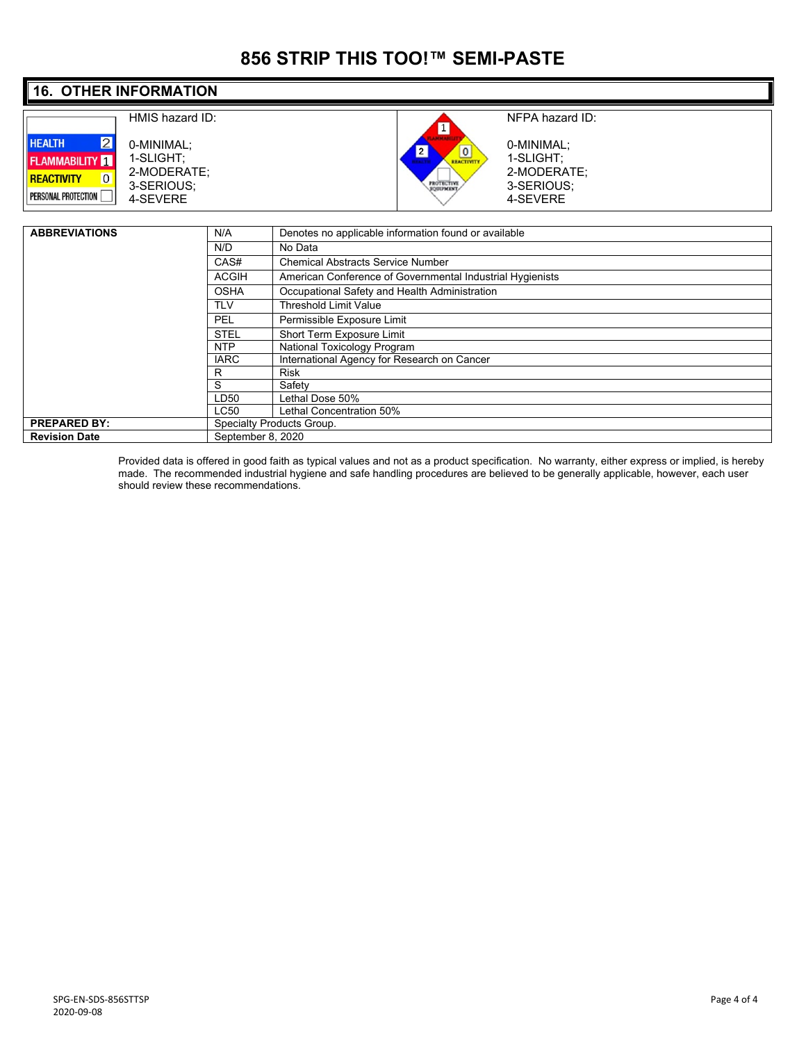# 856 STRIP THIS TOO!™ SEMI-PASTE

## 16. OTHER INFORMATION

| | | | |
|---|---|---|---|
| HEALTH 2<br>FLAMMABILITY 1<br>REACTIVITY 0<br>PERSONAL PROTECTION | HMIS hazard ID:<br><br>0-MINIMAL;<br>1-SLIGHT;<br>2-MODERATE;<br>3-SERIOUS;<br>4-SEVERE | FLAMMABILITY 1<br>HEALTH 2<br>REACTIVITY 0<br>PROTECTIVE EQUIPMENT | NFPA hazard ID:<br><br>0-MINIMAL;<br>1-SLIGHT;<br>2-MODERATE;<br>3-SERIOUS;<br>4-SEVERE |

| | | |
|---|---|---|
| **ABBREVIATIONS** | N/A | Denotes no applicable information found or available |
| | N/D | No Data |
| | CAS# | Chemical Abstracts Service Number |
| | ACGIH | American Conference of Governmental Industrial Hygienists |
| | OSHA | Occupational Safety and Health Administration |
| | TLV | Threshold Limit Value |
| | PEL | Permissible Exposure Limit |
| | STEL | Short Term Exposure Limit |
| | NTP | National Toxicology Program |
| | IARC | International Agency for Research on Cancer |
| | R | Risk |
| | S | Safety |
| | LD50 | Lethal Dose 50% |
| | LC50 | Lethal Concentration 50% |
| **PREPARED BY:** | Specialty Products Group. | |
| **Revision Date** | September 8, 2020 | |

Provided data is offered in good faith as typical values and not as a product specification. No warranty, either express or implied, is hereby made. The recommended industrial hygiene and safe handling procedures are believed to be generally applicable, however, each user should review these recommendations.

SPG-EN-SDS-856STTSP
2020-09-08